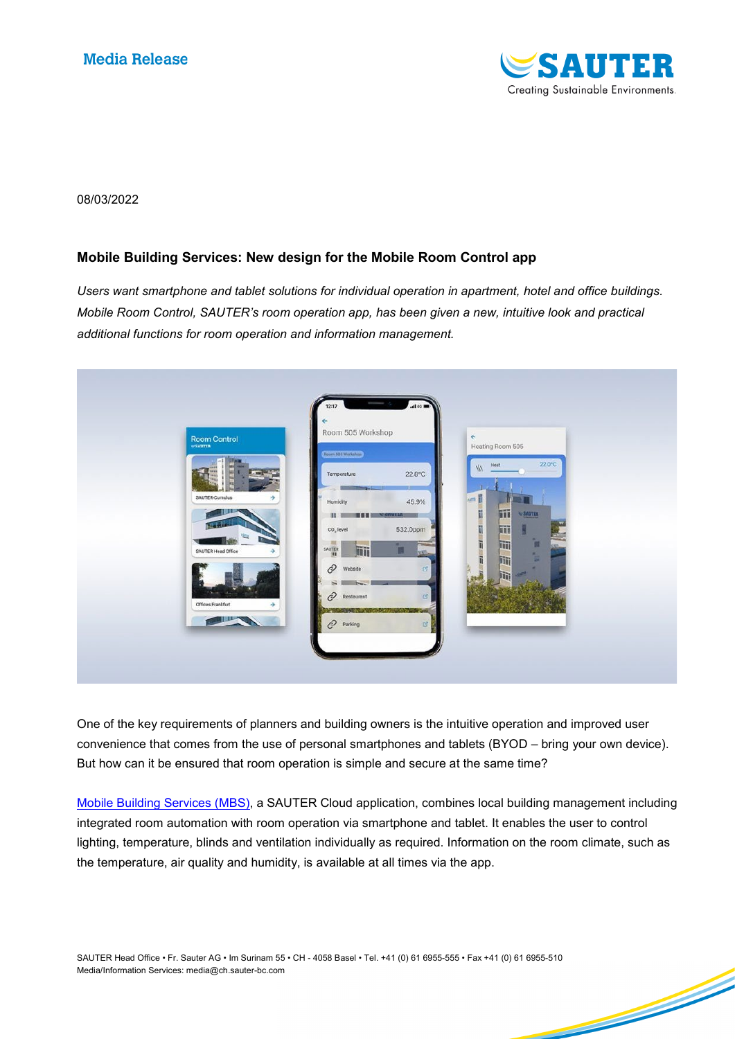Media Release

08/03/2022

## Mobile Building Services: New design for the Mobile Room Control app

*Users want smartphone and tablet solutions for individual operation in apartment, hotel and office buildings. Mobile Room Control, SAUTER's room operation app, has been given a new, intuitive look and practical additional functions for room operation and information management.*

One of the key requirements of planners and building owners is the intuitive operation and improved user convenience that comes from the use of personal smartphones and tablets (BYOD – bring your own device). But how can it be ensured that room operation is simple and secure at the same time?

Mobile Building Services (MBS), a SAUTER Cloud application, combines local building management including integrated room automation with room operation via smartphone and tablet. It enables the user to control lighting, temperature, blinds and ventilation individually as required. Information on the room climate, such as the temperature, air quality and humidity, is available at all times via the app.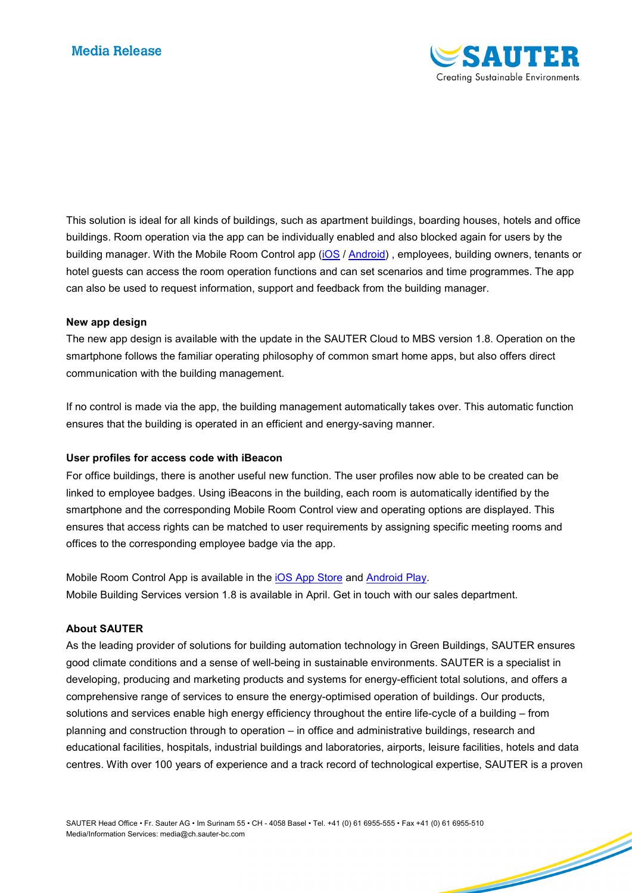This solution is ideal for all kinds of buildings, such as apartment buildings, boarding houses, hotels and office buildings. Room operation via the app can be individually enabled and also blocked again for users by the building manager. With the Mobile Room Control app (iOS / Android) , employees, building owners, tenants or hotel guests can access the room operation functions and can set scenarios and time programmes. The app can also be used to request information, support and feedback from the building manager.

**New app design**

The new app design is available with the update in the SAUTER Cloud to MBS version 1.8. Operation on the smartphone follows the familiar operating philosophy of common smart home apps, but also offers direct communication with the building management.

If no control is made via the app, the building management automatically takes over. This automatic function ensures that the building is operated in an efficient and energy-saving manner.

**User profiles for access code with iBeacon**

For office buildings, there is another useful new function. The user profiles now able to be created can be linked to employee badges. Using iBeacons in the building, each room is automatically identified by the smartphone and the corresponding Mobile Room Control view and operating options are displayed. This ensures that access rights can be matched to user requirements by assigning specific meeting rooms and offices to the corresponding employee badge via the app.

Mobile Room Control App is available in the iOS App Store and Android Play.
Mobile Building Services version 1.8 is available in April. Get in touch with our sales department.

**About SAUTER**

As the leading provider of solutions for building automation technology in Green Buildings, SAUTER ensures good climate conditions and a sense of well-being in sustainable environments. SAUTER is a specialist in developing, producing and marketing products and systems for energy-efficient total solutions, and offers a comprehensive range of services to ensure the energy-optimised operation of buildings. Our products, solutions and services enable high energy efficiency throughout the entire life-cycle of a building – from planning and construction through to operation – in office and administrative buildings, research and educational facilities, hospitals, industrial buildings and laboratories, airports, leisure facilities, hotels and data centres. With over 100 years of experience and a track record of technological expertise, SAUTER is a proven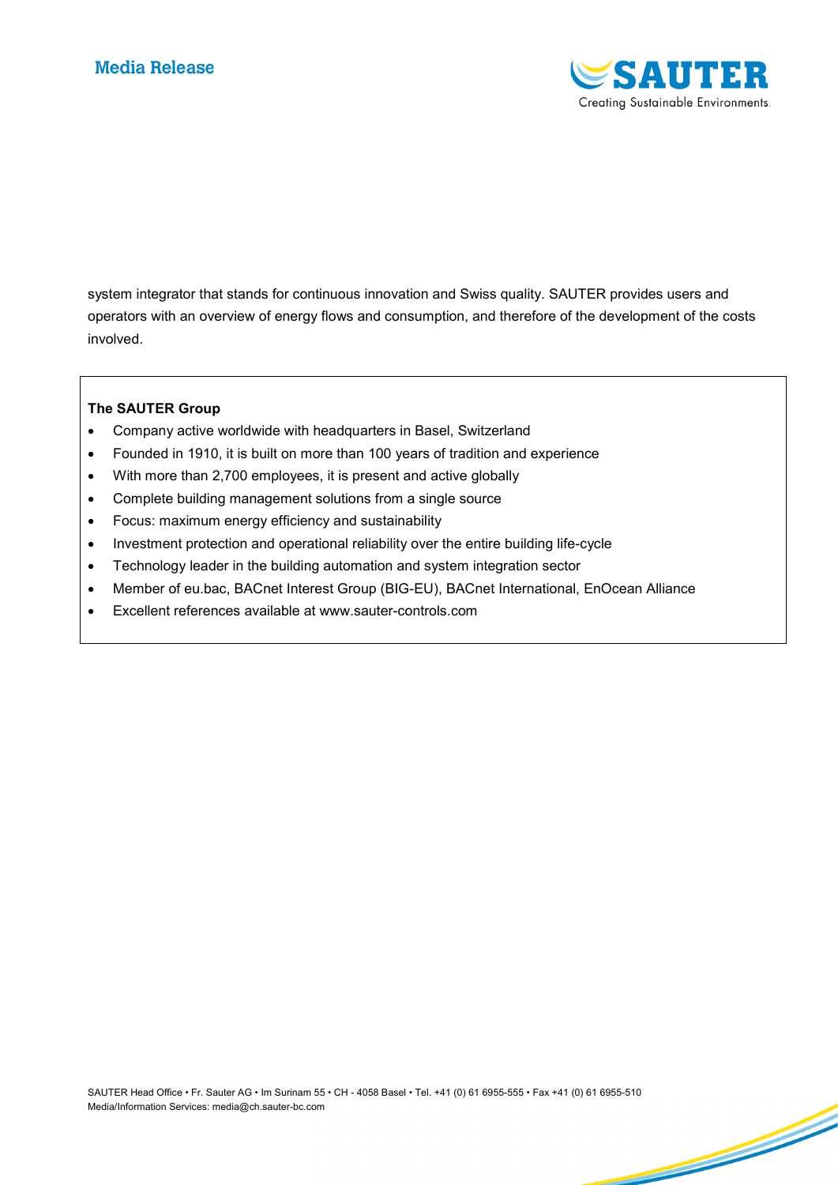system integrator that stands for continuous innovation and Swiss quality. SAUTER provides users and operators with an overview of energy flows and consumption, and therefore of the development of the costs involved.

**The SAUTER Group**

- Company active worldwide with headquarters in Basel, Switzerland
- Founded in 1910, it is built on more than 100 years of tradition and experience
- With more than 2,700 employees, it is present and active globally
- Complete building management solutions from a single source
- Focus: maximum energy efficiency and sustainability
- Investment protection and operational reliability over the entire building life-cycle
- Technology leader in the building automation and system integration sector
- Member of eu.bac, BACnet Interest Group (BIG-EU), BACnet International, EnOcean Alliance
- Excellent references available at www.sauter-controls.com